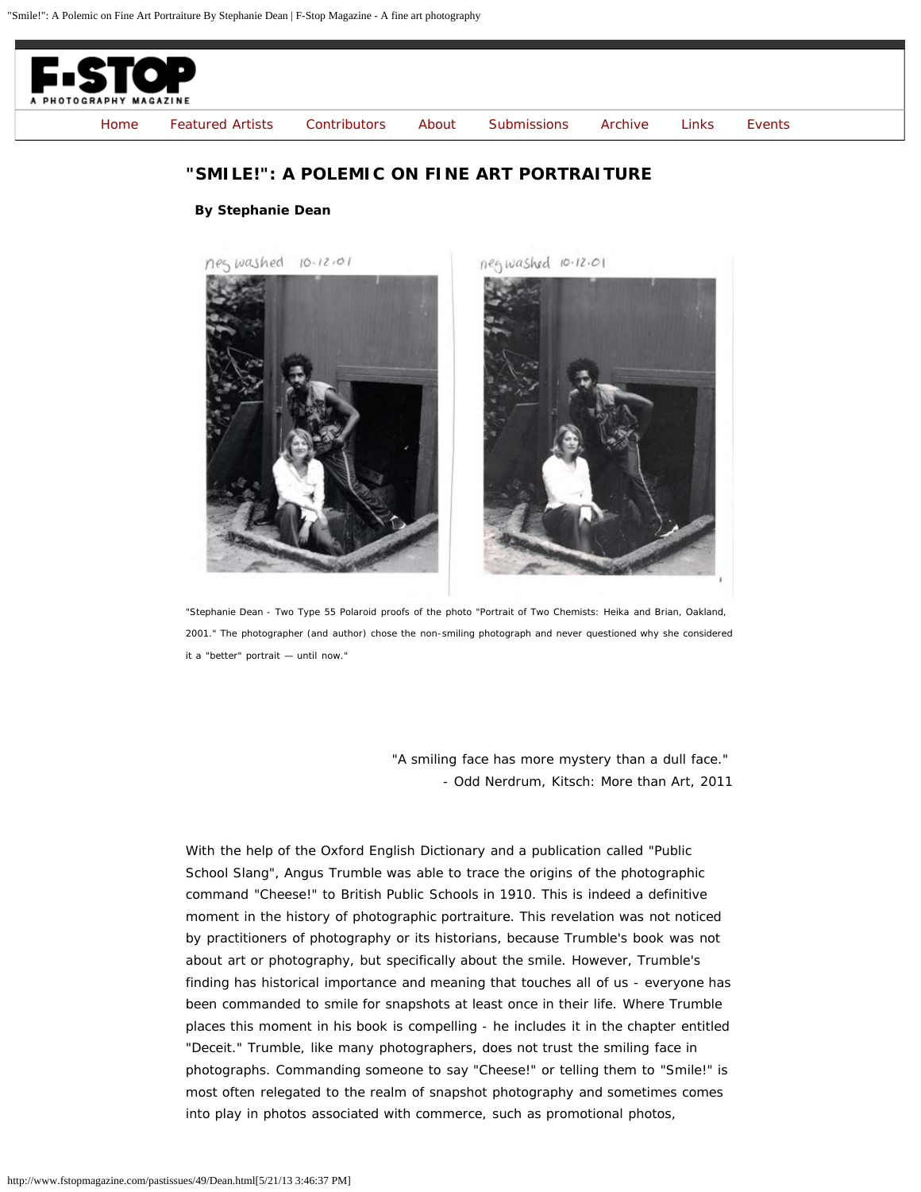# "SMILE!": A POLEMIC ON FINE ART PORTRAITURE

**By Stephanie Dean**

"Stephanie Dean - Two Type 55 Polaroid proofs of the photo "Portrait of Two Chemists: Heika and Brian, Oakland, 2001." The photographer (and author) chose the non-smiling photograph and never questioned why she considered it a "better" portrait — until now."

> "A smiling face has more mystery than a dull face."
> - Odd Nerdrum, Kitsch: More than Art, 2011

With the help of the Oxford English Dictionary and a publication called "Public School Slang", Angus Trumble was able to trace the origins of the photographic command "Cheese!" to British Public Schools in 1910. This is indeed a definitive moment in the history of photographic portraiture. This revelation was not noticed by practitioners of photography or its historians, because Trumble's book was not about art or photography, but specifically about the smile. However, Trumble's finding has historical importance and meaning that touches all of us - everyone has been commanded to smile for snapshots at least once in their life. Where Trumble places this moment in his book is compelling - he includes it in the chapter entitled "Deceit." Trumble, like many photographers, does not trust the smiling face in photographs. Commanding someone to say "Cheese!" or telling them to "Smile!" is most often relegated to the realm of snapshot photography and sometimes comes into play in photos associated with commerce, such as promotional photos,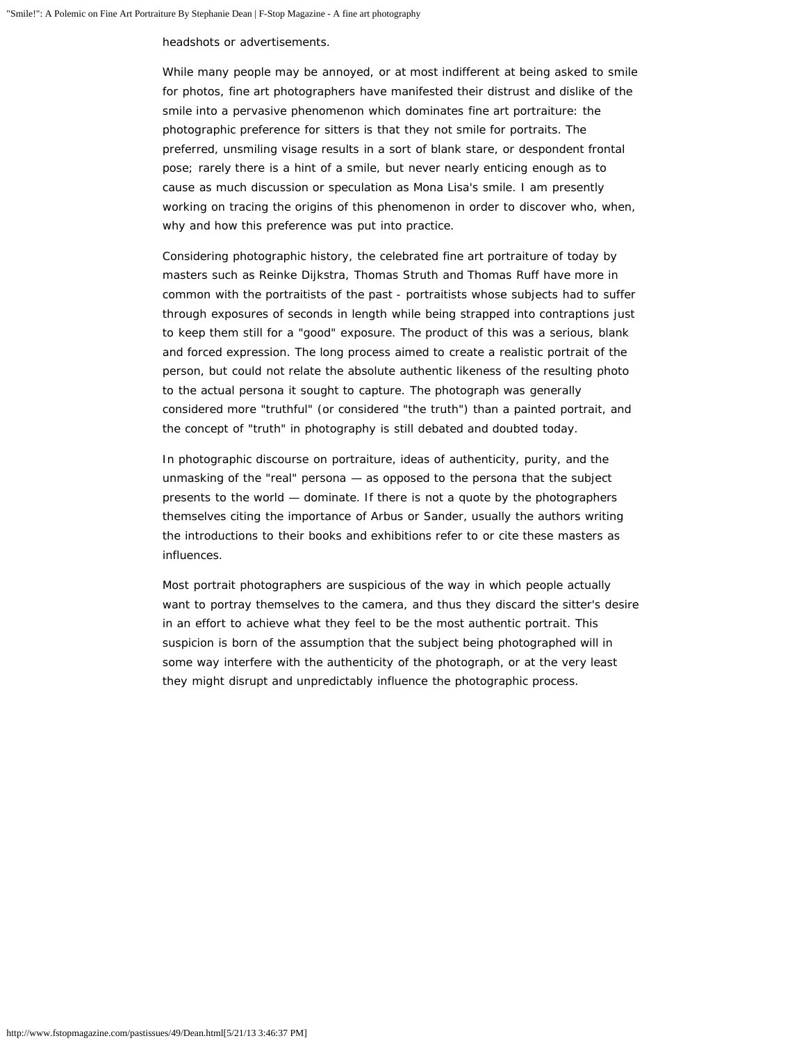headshots or advertisements.

While many people may be annoyed, or at most indifferent at being asked to smile for photos, fine art photographers have manifested their distrust and dislike of the smile into a pervasive phenomenon which dominates fine art portraiture: the photographic preference for sitters is that they not smile for portraits. The preferred, unsmiling visage results in a sort of blank stare, or despondent frontal pose; rarely there is a hint of a smile, but never nearly enticing enough as to cause as much discussion or speculation as Mona Lisa's smile. I am presently working on tracing the origins of this phenomenon in order to discover who, when, why and how this preference was put into practice.

Considering photographic history, the celebrated fine art portraiture of today by masters such as Reinke Dijkstra, Thomas Struth and Thomas Ruff have more in common with the portraitists of the past - portraitists whose subjects had to suffer through exposures of seconds in length while being strapped into contraptions just to keep them still for a "good" exposure. The product of this was a serious, blank and forced expression. The long process aimed to create a realistic portrait of the person, but could not relate the absolute authentic likeness of the resulting photo to the actual persona it sought to capture. The photograph was generally considered more "truthful" (or considered "the truth") than a painted portrait, and the concept of "truth" in photography is still debated and doubted today.

In photographic discourse on portraiture, ideas of authenticity, purity, and the unmasking of the "real" persona — as opposed to the persona that the subject presents to the world — dominate. If there is not a quote by the photographers themselves citing the importance of Arbus or Sander, usually the authors writing the introductions to their books and exhibitions refer to or cite these masters as influences.

Most portrait photographers are suspicious of the way in which people actually want to portray themselves to the camera, and thus they discard the sitter's desire in an effort to achieve what they feel to be the most authentic portrait. This suspicion is born of the assumption that the subject being photographed will in some way interfere with the authenticity of the photograph, or at the very least they might disrupt and unpredictably influence the photographic process.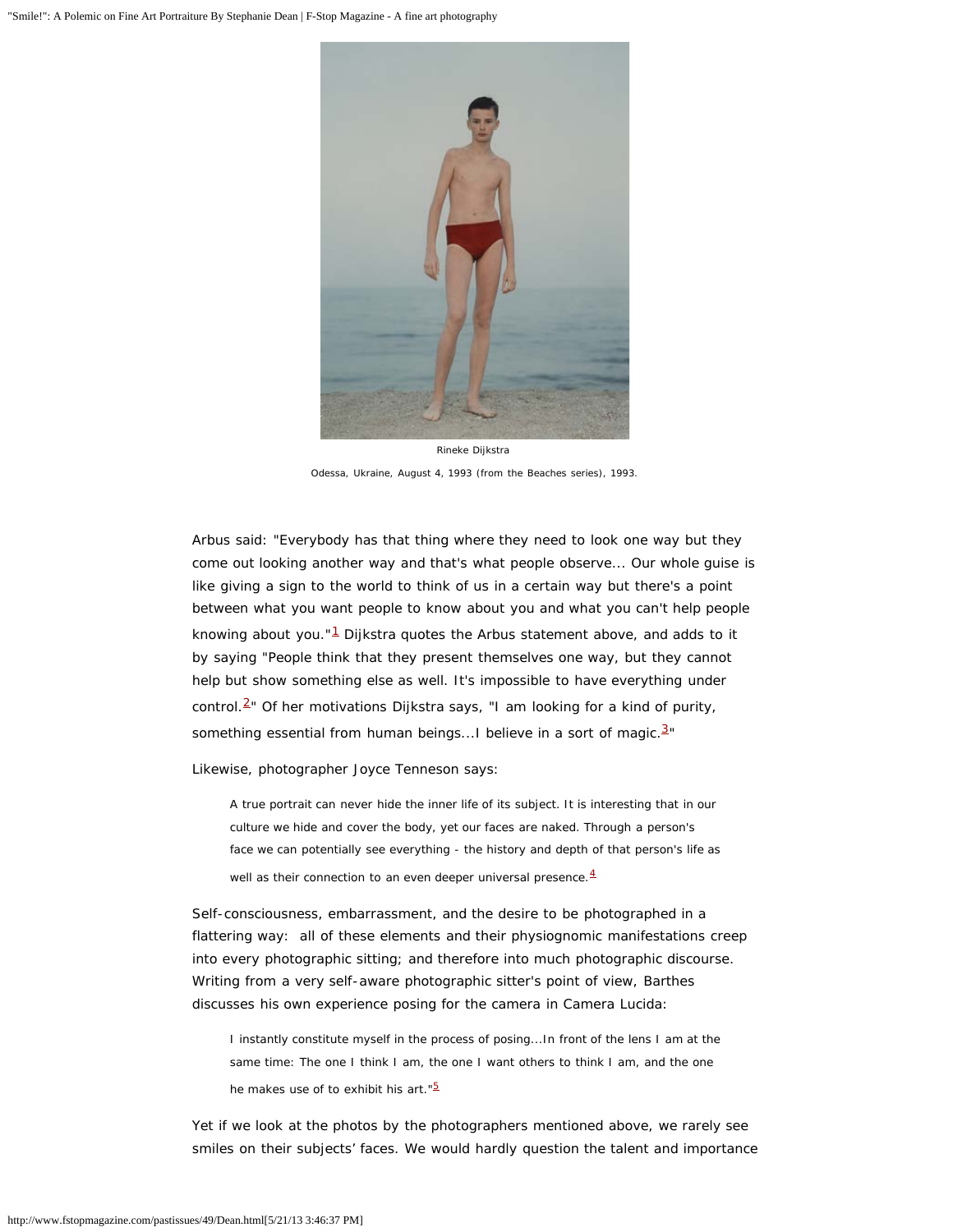Rineke Dijkstra

Odessa, Ukraine, August 4, 1993 (from the Beaches series), 1993.

Arbus said: "Everybody has that thing where they need to look one way but they come out looking another way and that's what people observe... Our whole guise is like giving a sign to the world to think of us in a certain way but there's a point between what you want people to know about you and what you can't help people knowing about you."[1] Dijkstra quotes the Arbus statement above, and adds to it by saying "People think that they present themselves one way, but they cannot help but show something else as well. It's impossible to have everything under control.[2]" Of her motivations Dijkstra says, "I am looking for a kind of purity, something essential from human beings...I believe in a sort of magic.[3]"

Likewise, photographer Joyce Tenneson says:

> A true portrait can never hide the inner life of its subject. It is interesting that in our culture we hide and cover the body, yet our faces are naked. Through a person's face we can potentially see everything - the history and depth of that person's life as well as their connection to an even deeper universal presence.[4]

Self-consciousness, embarrassment, and the desire to be photographed in a flattering way: all of these elements and their physiognomic manifestations creep into every photographic sitting; and therefore into much photographic discourse. Writing from a very self-aware photographic sitter's point of view, Barthes discusses his own experience posing for the camera in Camera Lucida:

> I instantly constitute myself in the process of posing...In front of the lens I am at the same time: The one I think I am, the one I want others to think I am, and the one he makes use of to exhibit his art."[5]

Yet if we look at the photos by the photographers mentioned above, we rarely see smiles on their subjects' faces. We would hardly question the talent and importance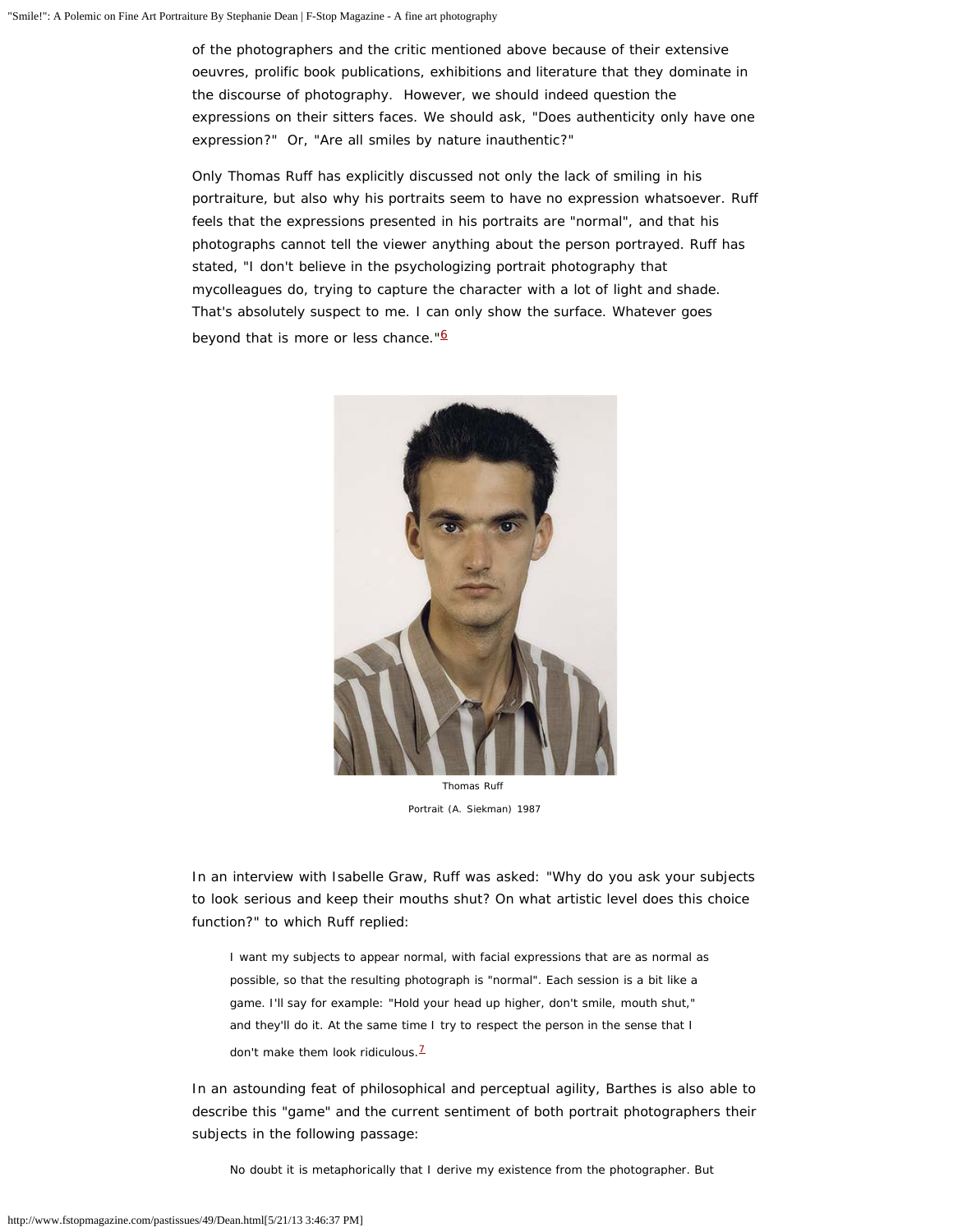of the photographers and the critic mentioned above because of their extensive oeuvres, prolific book publications, exhibitions and literature that they dominate in the discourse of photography. However, we should indeed question the expressions on their sitters faces. We should ask, "Does authenticity only have one expression?" Or, "Are all smiles by nature inauthentic?"

Only Thomas Ruff has explicitly discussed not only the lack of smiling in his portraiture, but also why his portraits seem to have no expression whatsoever. Ruff feels that the expressions presented in his portraits are "normal", and that his photographs cannot tell the viewer anything about the person portrayed. Ruff has stated, "I don't believe in the psychologizing portrait photography that mycolleagues do, trying to capture the character with a lot of light and shade. That's absolutely suspect to me. I can only show the surface. Whatever goes beyond that is more or less chance."[6]

Thomas Ruff

Portrait (A. Siekman) 1987

In an interview with Isabelle Graw, Ruff was asked: "Why do you ask your subjects to look serious and keep their mouths shut? On what artistic level does this choice function?" to which Ruff replied:

> I want my subjects to appear normal, with facial expressions that are as normal as possible, so that the resulting photograph is "normal". Each session is a bit like a game. I'll say for example: "Hold your head up higher, don't smile, mouth shut," and they'll do it. At the same time I try to respect the person in the sense that I don't make them look ridiculous.[7]

In an astounding feat of philosophical and perceptual agility, Barthes is also able to describe this "game" and the current sentiment of both portrait photographers their subjects in the following passage:

> No doubt it is metaphorically that I derive my existence from the photographer. But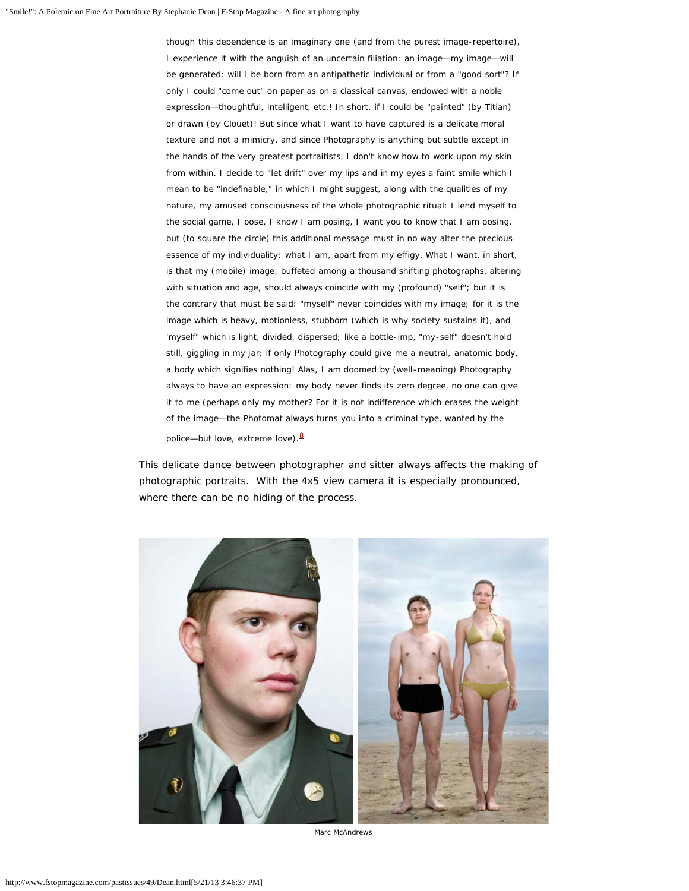> though this dependence is an imaginary one (and from the purest image-repertoire), I experience it with the anguish of an uncertain filiation: an image—my image—will be generated: will I be born from an antipathetic individual or from a "good sort"? If only I could "come out" on paper as on a classical canvas, endowed with a noble expression—thoughtful, intelligent, etc.! In short, if I could be "painted" (by Titian) or drawn (by Clouet)! But since what I want to have captured is a delicate moral texture and not a mimicry, and since Photography is anything but subtle except in the hands of the very greatest portraitists, I don't know how to work upon my skin from within. I decide to "let drift" over my lips and in my eyes a faint smile which I mean to be "indefinable," in which I might suggest, along with the qualities of my nature, my amused consciousness of the whole photographic ritual: I lend myself to the social game, I pose, I know I am posing, I want you to know that I am posing, but (to square the circle) this additional message must in no way alter the precious essence of my individuality: what I am, apart from my effigy. What I want, in short, is that my (mobile) image, buffeted among a thousand shifting photographs, altering with situation and age, should always coincide with my (profound) "self"; but it is the contrary that must be said: "myself" never coincides with my image; for it is the image which is heavy, motionless, stubborn (which is why society sustains it), and 'myself" which is light, divided, dispersed; like a bottle-imp, "my-self" doesn't hold still, giggling in my jar: if only Photography could give me a neutral, anatomic body, a body which signifies nothing! Alas, I am doomed by (well-meaning) Photography always to have an expression: my body never finds its zero degree, no one can give it to me (perhaps only my mother? For it is not indifference which erases the weight of the image—the Photomat always turns you into a criminal type, wanted by the police—but love, extreme love).[8]

This delicate dance between photographer and sitter always affects the making of photographic portraits. With the 4x5 view camera it is especially pronounced, where there can be no hiding of the process.

Marc McAndrews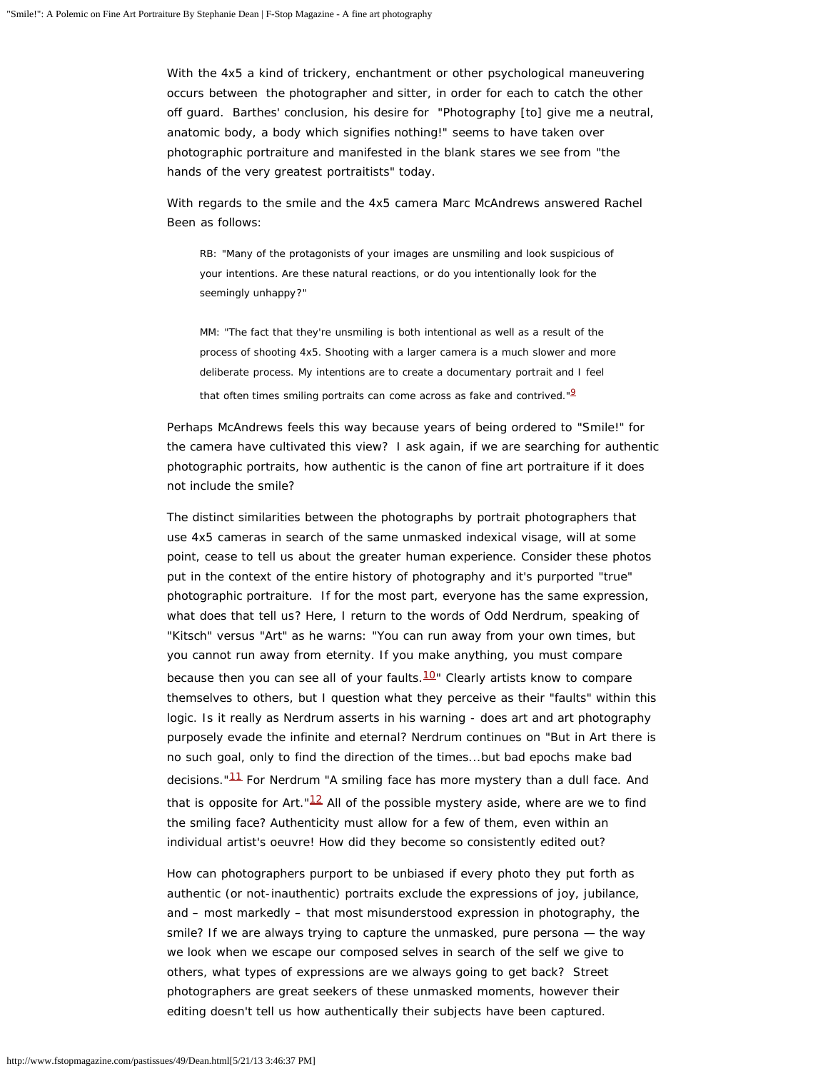With the 4x5 a kind of trickery, enchantment or other psychological maneuvering occurs between the photographer and sitter, in order for each to catch the other off guard. Barthes' conclusion, his desire for "Photography [to] give me a neutral, anatomic body, a body which signifies nothing!" seems to have taken over photographic portraiture and manifested in the blank stares we see from "the hands of the very greatest portraitists" today.

With regards to the smile and the 4x5 camera Marc McAndrews answered Rachel Been as follows:

> RB: "Many of the protagonists of your images are unsmiling and look suspicious of your intentions. Are these natural reactions, or do you intentionally look for the seemingly unhappy?"
>
> MM: "The fact that they're unsmiling is both intentional as well as a result of the process of shooting 4x5. Shooting with a larger camera is a much slower and more deliberate process. My intentions are to create a documentary portrait and I feel that often times smiling portraits can come across as fake and contrived."[9]

Perhaps McAndrews feels this way because years of being ordered to "Smile!" for the camera have cultivated this view? I ask again, if we are searching for authentic photographic portraits, how authentic is the canon of fine art portraiture if it does not include the smile?

The distinct similarities between the photographs by portrait photographers that use 4x5 cameras in search of the same unmasked indexical visage, will at some point, cease to tell us about the greater human experience. Consider these photos put in the context of the entire history of photography and it's purported "true" photographic portraiture. If for the most part, everyone has the same expression, what does that tell us? Here, I return to the words of Odd Nerdrum, speaking of "Kitsch" versus "Art" as he warns: "You can run away from your own times, but you cannot run away from eternity. If you make anything, you must compare because then you can see all of your faults.[10]" Clearly artists know to compare themselves to others, but I question what they perceive as their "faults" within this logic. Is it really as Nerdrum asserts in his warning - does art and art photography purposely evade the infinite and eternal? Nerdrum continues on "But in Art there is no such goal, only to find the direction of the times...but bad epochs make bad decisions."[11] For Nerdrum "A smiling face has more mystery than a dull face. And that is opposite for Art."[12] All of the possible mystery aside, where are we to find the smiling face? Authenticity must allow for a few of them, even within an individual artist's oeuvre! How did they become so consistently edited out?

How can photographers purport to be unbiased if every photo they put forth as authentic (or not-inauthentic) portraits exclude the expressions of joy, jubilance, and – most markedly – that most misunderstood expression in photography, the smile? If we are always trying to capture the unmasked, pure persona — the way we look when we escape our composed selves in search of the self we give to others, what types of expressions are we always going to get back? Street photographers are great seekers of these unmasked moments, however their editing doesn't tell us how authentically their subjects have been captured.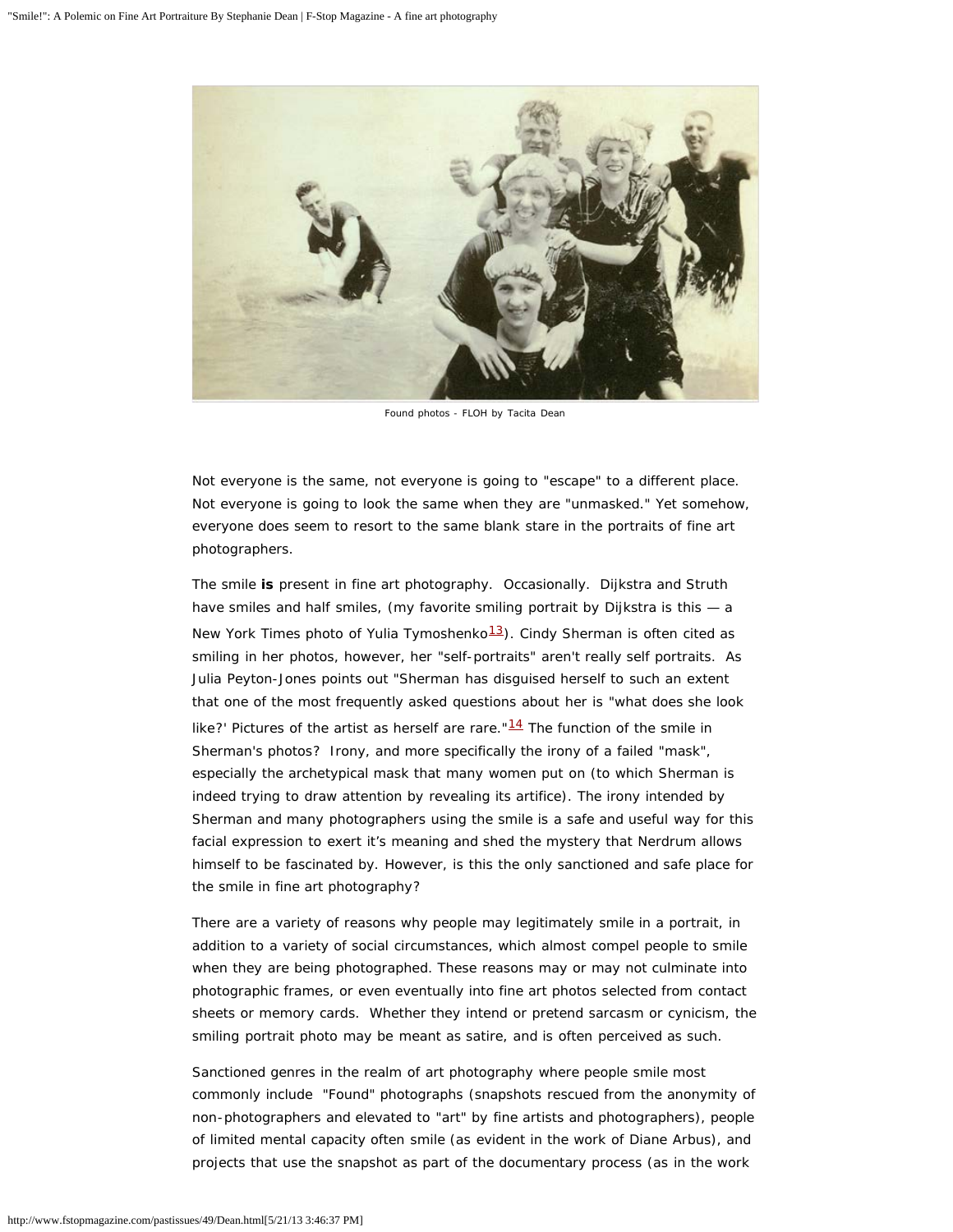Found photos - FLOH by Tacita Dean

Not everyone is the same, not everyone is going to "escape" to a different place. Not everyone is going to look the same when they are "unmasked." Yet somehow, everyone does seem to resort to the same blank stare in the portraits of fine art photographers.

The smile **is** present in fine art photography. Occasionally. Dijkstra and Struth have smiles and half smiles, (my favorite smiling portrait by Dijkstra is this — a New York Times photo of Yulia Tymoshenko[13]). Cindy Sherman is often cited as smiling in her photos, however, her "self-portraits" aren't really self portraits. As Julia Peyton-Jones points out "Sherman has disguised herself to such an extent that one of the most frequently asked questions about her is "what does she look like?' Pictures of the artist as herself are rare."[14] The function of the smile in Sherman's photos? Irony, and more specifically the irony of a failed "mask", especially the archetypical mask that many women put on (to which Sherman is indeed trying to draw attention by revealing its artifice). The irony intended by Sherman and many photographers using the smile is a safe and useful way for this facial expression to exert it's meaning and shed the mystery that Nerdrum allows himself to be fascinated by. However, is this the only sanctioned and safe place for the smile in fine art photography?

There are a variety of reasons why people may legitimately smile in a portrait, in addition to a variety of social circumstances, which almost compel people to smile when they are being photographed. These reasons may or may not culminate into photographic frames, or even eventually into fine art photos selected from contact sheets or memory cards. Whether they intend or pretend sarcasm or cynicism, the smiling portrait photo may be meant as satire, and is often perceived as such.

Sanctioned genres in the realm of art photography where people smile most commonly include "Found" photographs (snapshots rescued from the anonymity of non-photographers and elevated to "art" by fine artists and photographers), people of limited mental capacity often smile (as evident in the work of Diane Arbus), and projects that use the snapshot as part of the documentary process (as in the work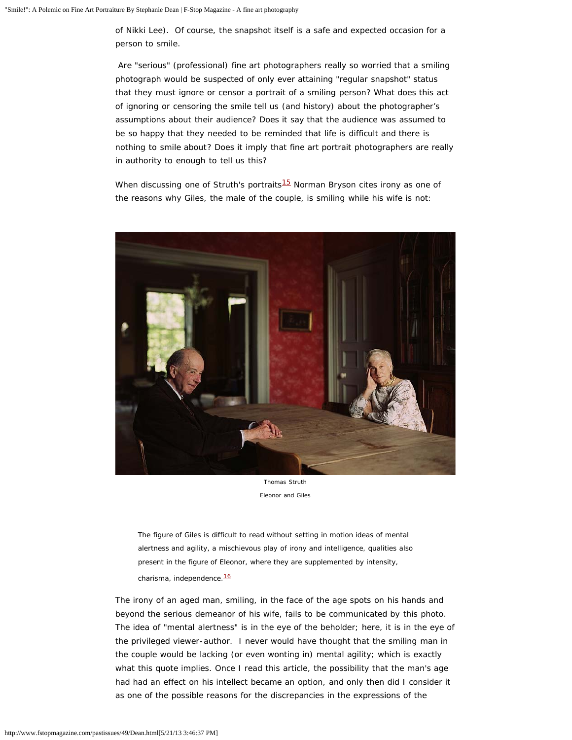of Nikki Lee). Of course, the snapshot itself is a safe and expected occasion for a person to smile.

Are "serious" (professional) fine art photographers really so worried that a smiling photograph would be suspected of only ever attaining "regular snapshot" status that they must ignore or censor a portrait of a smiling person? What does this act of ignoring or censoring the smile tell us (and history) about the photographer's assumptions about their audience? Does it say that the audience was assumed to be so happy that they needed to be reminded that life is difficult and there is nothing to smile about? Does it imply that fine art portrait photographers are really in authority to enough to tell us this?

When discussing one of Struth's portraits[15] Norman Bryson cites irony as one of the reasons why Giles, the male of the couple, is smiling while his wife is not:

Thomas Struth

Eleonor and Giles

> The figure of Giles is difficult to read without setting in motion ideas of mental alertness and agility, a mischievous play of irony and intelligence, qualities also present in the figure of Eleonor, where they are supplemented by intensity, charisma, independence.[16]

The irony of an aged man, smiling, in the face of the age spots on his hands and beyond the serious demeanor of his wife, fails to be communicated by this photo. The idea of "mental alertness" is in the eye of the beholder; here, it is in the eye of the privileged viewer-author. I never would have thought that the smiling man in the couple would be lacking (or even wonting in) mental agility; which is exactly what this quote implies. Once I read this article, the possibility that the man's age had had an effect on his intellect became an option, and only then did I consider it as one of the possible reasons for the discrepancies in the expressions of the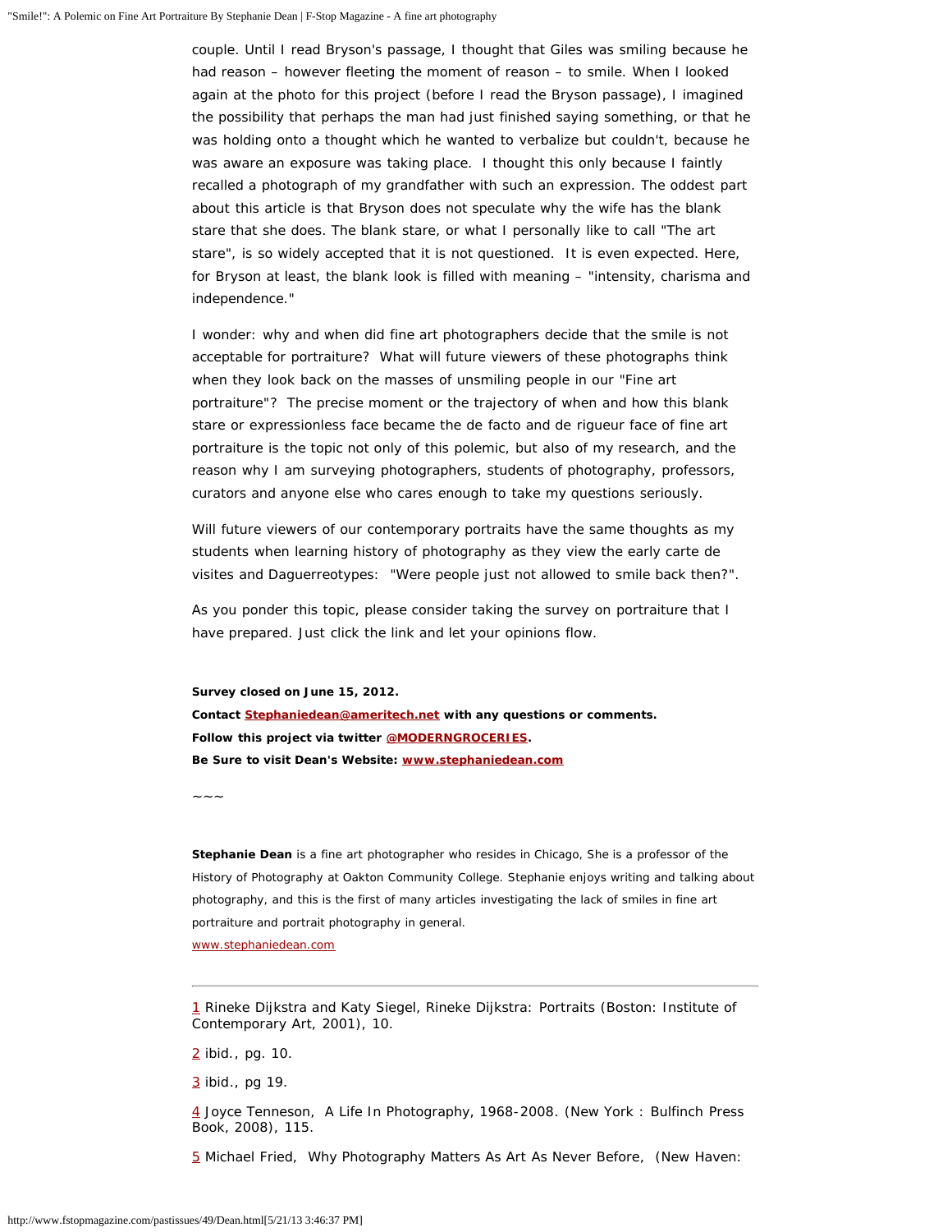couple. Until I read Bryson's passage, I thought that Giles was smiling because he had reason – however fleeting the moment of reason – to smile. When I looked again at the photo for this project (before I read the Bryson passage), I imagined the possibility that perhaps the man had just finished saying something, or that he was holding onto a thought which he wanted to verbalize but couldn't, because he was aware an exposure was taking place. I thought this only because I faintly recalled a photograph of my grandfather with such an expression. The oddest part about this article is that Bryson does not speculate why the wife has the blank stare that she does. The blank stare, or what I personally like to call "The art stare", is so widely accepted that it is not questioned. It is even expected. Here, for Bryson at least, the blank look is filled with meaning – "intensity, charisma and independence."

I wonder: why and when did fine art photographers decide that the smile is not acceptable for portraiture? What will future viewers of these photographs think when they look back on the masses of unsmiling people in our "Fine art portraiture"? The precise moment or the trajectory of when and how this blank stare or expressionless face became the de facto and de rigueur face of fine art portraiture is the topic not only of this polemic, but also of my research, and the reason why I am surveying photographers, students of photography, professors, curators and anyone else who cares enough to take my questions seriously.

Will future viewers of our contemporary portraits have the same thoughts as my students when learning history of photography as they view the early carte de visites and Daguerreotypes: "Were people just not allowed to smile back then?".

As you ponder this topic, please consider taking the survey on portraiture that I have prepared. Just click the link and let your opinions flow.

**Survey closed on June 15, 2012.**

**Contact Stephaniedean@ameritech.net with any questions or comments.**

**Follow this project via twitter @MODERNGROCERIES.**

**Be Sure to visit Dean's Website: www.stephaniedean.com**

~~~

**Stephanie Dean** is a fine art photographer who resides in Chicago, She is a professor of the History of Photography at Oakton Community College. Stephanie enjoys writing and talking about photography, and this is the first of many articles investigating the lack of smiles in fine art portraiture and portrait photography in general.

www.stephaniedean.com

---

1 Rineke Dijkstra and Katy Siegel, Rineke Dijkstra: Portraits (Boston: Institute of Contemporary Art, 2001), 10.

2 ibid., pg. 10.

3 ibid., pg 19.

4 Joyce Tenneson, A Life In Photography, 1968-2008. (New York : Bulfinch Press Book, 2008), 115.

5 Michael Fried, Why Photography Matters As Art As Never Before, (New Haven: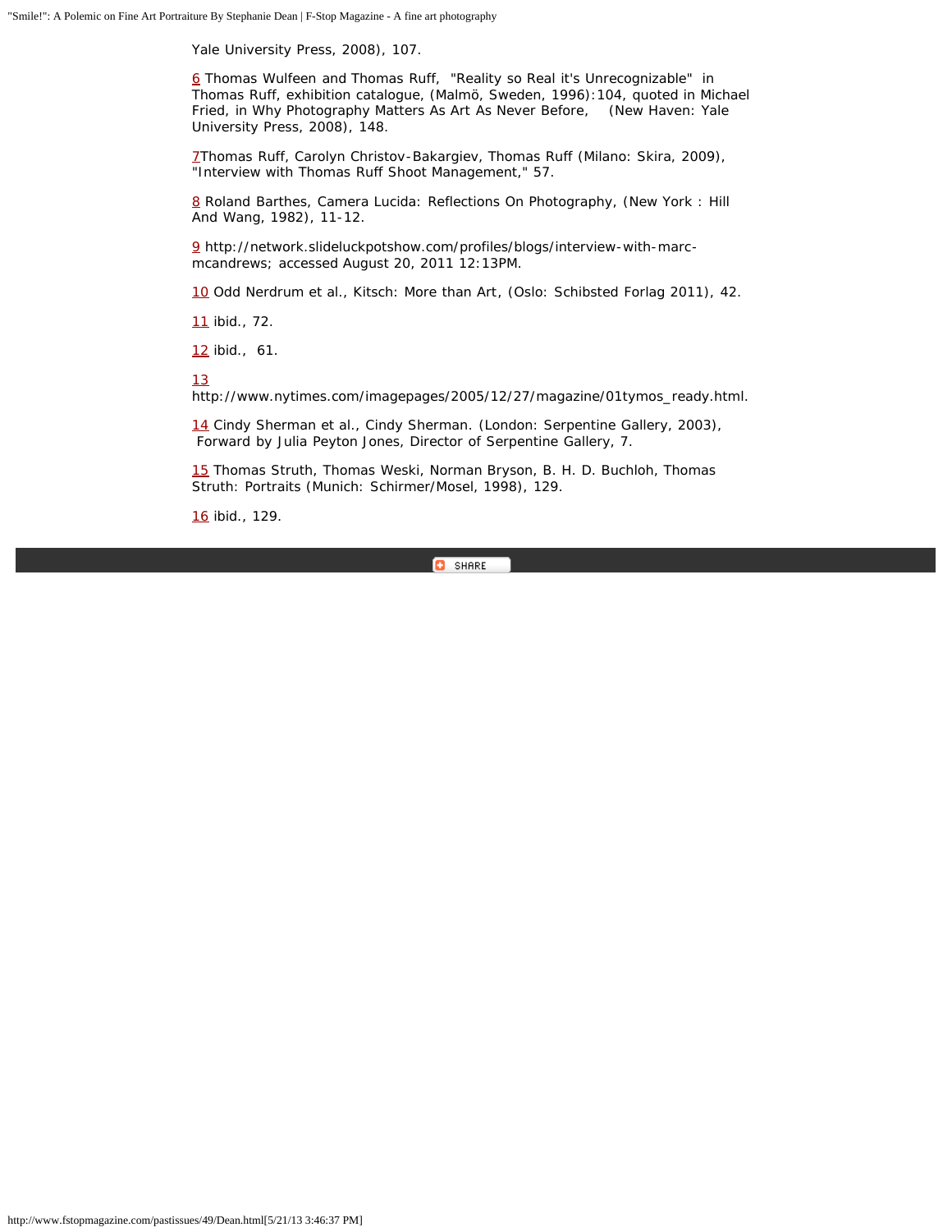Yale University Press, 2008), 107.

6 Thomas Wulfeen and Thomas Ruff, "Reality so Real it's Unrecognizable" in Thomas Ruff, exhibition catalogue, (Malmö, Sweden, 1996):104, quoted in Michael Fried, in Why Photography Matters As Art As Never Before, (New Haven: Yale University Press, 2008), 148.

7Thomas Ruff, Carolyn Christov-Bakargiev, Thomas Ruff (Milano: Skira, 2009), "Interview with Thomas Ruff Shoot Management," 57.

8 Roland Barthes, Camera Lucida: Reflections On Photography, (New York : Hill And Wang, 1982), 11-12.

9 http://network.slideluckpotshow.com/profiles/blogs/interview-with-marc-mcandrews; accessed August 20, 2011 12:13PM.

10 Odd Nerdrum et al., Kitsch: More than Art, (Oslo: Schibsted Forlag 2011), 42.

11 ibid., 72.

12 ibid., 61.

13 http://www.nytimes.com/imagepages/2005/12/27/magazine/01tymos_ready.html.

14 Cindy Sherman et al., Cindy Sherman. (London: Serpentine Gallery, 2003), Forward by Julia Peyton Jones, Director of Serpentine Gallery, 7.

15 Thomas Struth, Thomas Weski, Norman Bryson, B. H. D. Buchloh, Thomas Struth: Portraits (Munich: Schirmer/Mosel, 1998), 129.

16 ibid., 129.